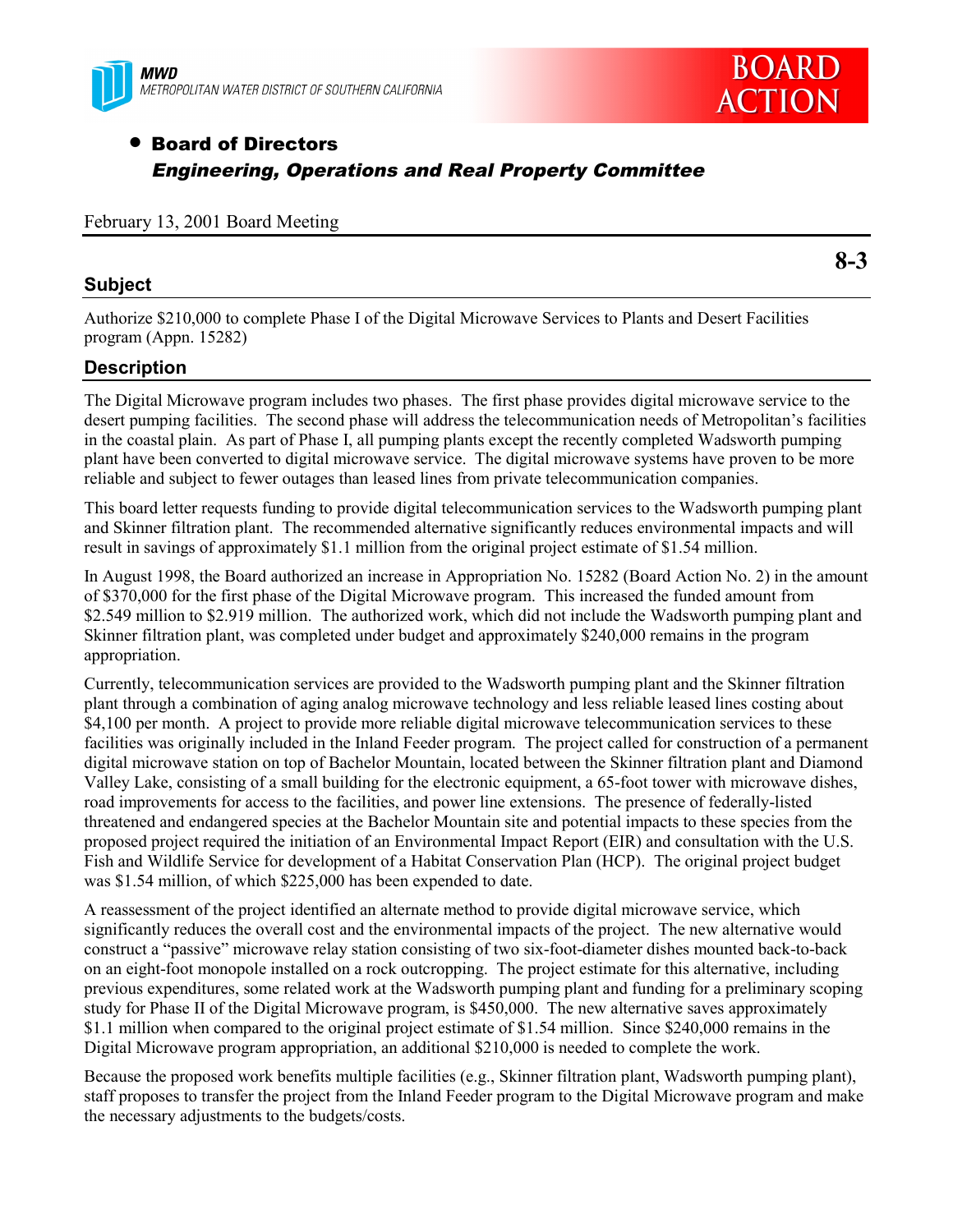MWD
METROPOLITAN WATER DISTRICT OF SOUTHERN CALIFORNIA

BOARD ACTION

- **Board of Directors**
  ***Engineering, Operations and Real Property Committee***

February 13, 2001 Board Meeting

**8-3**

## Subject

Authorize $210,000 to complete Phase I of the Digital Microwave Services to Plants and Desert Facilities program (Appn. 15282)

## Description

The Digital Microwave program includes two phases. The first phase provides digital microwave service to the desert pumping facilities. The second phase will address the telecommunication needs of Metropolitan's facilities in the coastal plain. As part of Phase I, all pumping plants except the recently completed Wadsworth pumping plant have been converted to digital microwave service. The digital microwave systems have proven to be more reliable and subject to fewer outages than leased lines from private telecommunication companies.

This board letter requests funding to provide digital telecommunication services to the Wadsworth pumping plant and Skinner filtration plant. The recommended alternative significantly reduces environmental impacts and will result in savings of approximately $1.1 million from the original project estimate of $1.54 million.

In August 1998, the Board authorized an increase in Appropriation No. 15282 (Board Action No. 2) in the amount of $370,000 for the first phase of the Digital Microwave program. This increased the funded amount from $2.549 million to $2.919 million. The authorized work, which did not include the Wadsworth pumping plant and Skinner filtration plant, was completed under budget and approximately $240,000 remains in the program appropriation.

Currently, telecommunication services are provided to the Wadsworth pumping plant and the Skinner filtration plant through a combination of aging analog microwave technology and less reliable leased lines costing about $4,100 per month. A project to provide more reliable digital microwave telecommunication services to these facilities was originally included in the Inland Feeder program. The project called for construction of a permanent digital microwave station on top of Bachelor Mountain, located between the Skinner filtration plant and Diamond Valley Lake, consisting of a small building for the electronic equipment, a 65-foot tower with microwave dishes, road improvements for access to the facilities, and power line extensions. The presence of federally-listed threatened and endangered species at the Bachelor Mountain site and potential impacts to these species from the proposed project required the initiation of an Environmental Impact Report (EIR) and consultation with the U.S. Fish and Wildlife Service for development of a Habitat Conservation Plan (HCP). The original project budget was $1.54 million, of which $225,000 has been expended to date.

A reassessment of the project identified an alternate method to provide digital microwave service, which significantly reduces the overall cost and the environmental impacts of the project. The new alternative would construct a "passive" microwave relay station consisting of two six-foot-diameter dishes mounted back-to-back on an eight-foot monopole installed on a rock outcropping. The project estimate for this alternative, including previous expenditures, some related work at the Wadsworth pumping plant and funding for a preliminary scoping study for Phase II of the Digital Microwave program, is $450,000. The new alternative saves approximately $1.1 million when compared to the original project estimate of $1.54 million. Since $240,000 remains in the Digital Microwave program appropriation, an additional $210,000 is needed to complete the work.

Because the proposed work benefits multiple facilities (e.g., Skinner filtration plant, Wadsworth pumping plant), staff proposes to transfer the project from the Inland Feeder program to the Digital Microwave program and make the necessary adjustments to the budgets/costs.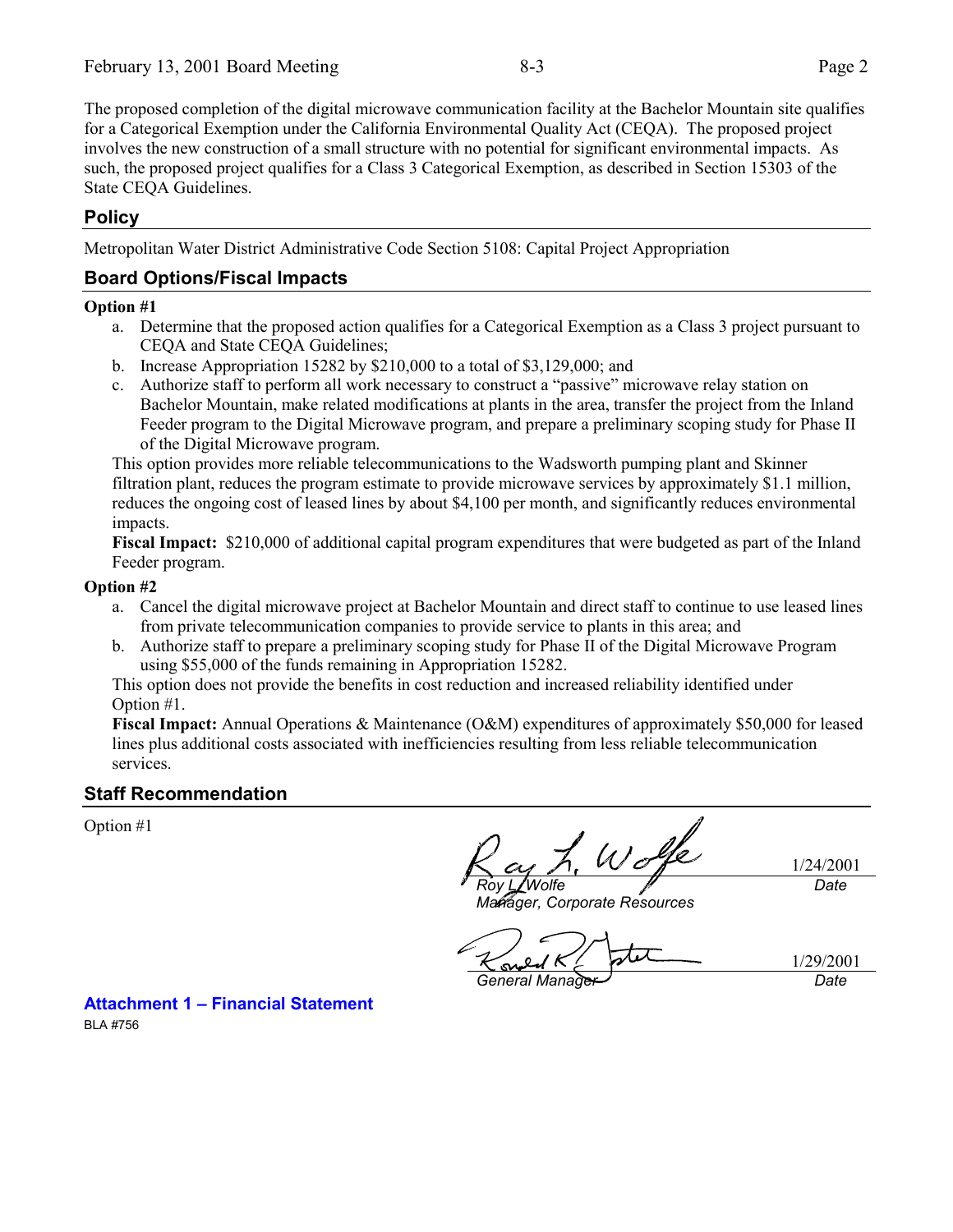The proposed completion of the digital microwave communication facility at the Bachelor Mountain site qualifies for a Categorical Exemption under the California Environmental Quality Act (CEQA). The proposed project involves the new construction of a small structure with no potential for significant environmental impacts. As such, the proposed project qualifies for a Class 3 Categorical Exemption, as described in Section 15303 of the State CEQA Guidelines.

## Policy

Metropolitan Water District Administrative Code Section 5108: Capital Project Appropriation

## Board Options/Fiscal Impacts

**Option #1**

a. Determine that the proposed action qualifies for a Categorical Exemption as a Class 3 project pursuant to CEQA and State CEQA Guidelines;
b. Increase Appropriation 15282 by $210,000 to a total of $3,129,000; and
c. Authorize staff to perform all work necessary to construct a "passive" microwave relay station on Bachelor Mountain, make related modifications at plants in the area, transfer the project from the Inland Feeder program to the Digital Microwave program, and prepare a preliminary scoping study for Phase II of the Digital Microwave program.

This option provides more reliable telecommunications to the Wadsworth pumping plant and Skinner filtration plant, reduces the program estimate to provide microwave services by approximately $1.1 million, reduces the ongoing cost of leased lines by about $4,100 per month, and significantly reduces environmental impacts.

**Fiscal Impact:** $210,000 of additional capital program expenditures that were budgeted as part of the Inland Feeder program.

**Option #2**

a. Cancel the digital microwave project at Bachelor Mountain and direct staff to continue to use leased lines from private telecommunication companies to provide service to plants in this area; and
b. Authorize staff to prepare a preliminary scoping study for Phase II of the Digital Microwave Program using $55,000 of the funds remaining in Appropriation 15282.

This option does not provide the benefits in cost reduction and increased reliability identified under Option #1.

**Fiscal Impact:** Annual Operations & Maintenance (O&M) expenditures of approximately $50,000 for leased lines plus additional costs associated with inefficiencies resulting from less reliable telecommunication services.

## Staff Recommendation

Option #1

| | |
|---|---|
| *Roy L. Wolfe* | 1/24/2001 |
| *Manager, Corporate Resources* | *Date* |

| | |
|---|---|
| *General Manager* | 1/29/2001 |
| | *Date* |

**Attachment 1 – Financial Statement**

BLA #756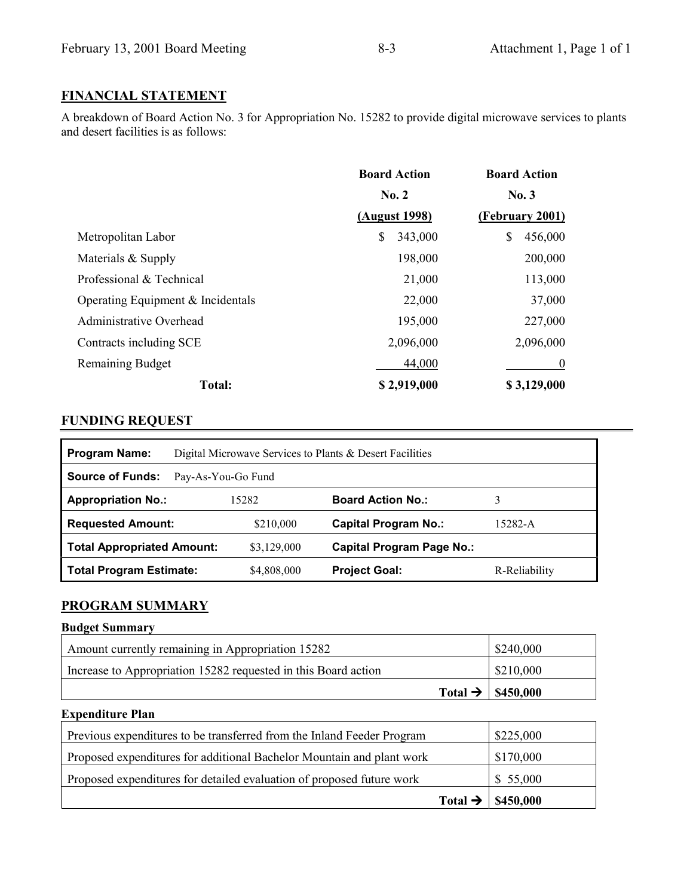## FINANCIAL STATEMENT

A breakdown of Board Action No. 3 for Appropriation No. 15282 to provide digital microwave services to plants and desert facilities is as follows:

| | Board Action No. 2 (August 1998) | Board Action No. 3 (February 2001) |
|---|---|---|
| Metropolitan Labor | $ 343,000 | $ 456,000 |
| Materials & Supply | 198,000 | 200,000 |
| Professional & Technical | 21,000 | 113,000 |
| Operating Equipment & Incidentals | 22,000 | 37,000 |
| Administrative Overhead | 195,000 | 227,000 |
| Contracts including SCE | 2,096,000 | 2,096,000 |
| Remaining Budget | 44,000 | 0 |
| **Total:** | **$ 2,919,000** | **$ 3,129,000** |

## FUNDING REQUEST

| | | | |
|---|---|---|---|
| **Program Name:** | Digital Microwave Services to Plants & Desert Facilities | | |
| **Source of Funds:** | Pay-As-You-Go Fund | | |
| **Appropriation No.:** | 15282 | **Board Action No.:** | 3 |
| **Requested Amount:** | $210,000 | **Capital Program No.:** | 15282-A |
| **Total Appropriated Amount:** | $3,129,000 | **Capital Program Page No.:** | |
| **Total Program Estimate:** | $4,808,000 | **Project Goal:** | R-Reliability |

## PROGRAM SUMMARY

**Budget Summary**

| | |
|---|---|
| Amount currently remaining in Appropriation 15282 | $240,000 |
| Increase to Appropriation 15282 requested in this Board action | $210,000 |
| **Total →** | **$450,000** |

**Expenditure Plan**

| | |
|---|---|
| Previous expenditures to be transferred from the Inland Feeder Program | $225,000 |
| Proposed expenditures for additional Bachelor Mountain and plant work | $170,000 |
| Proposed expenditures for detailed evaluation of proposed future work | $ 55,000 |
| **Total →** | **$450,000** |